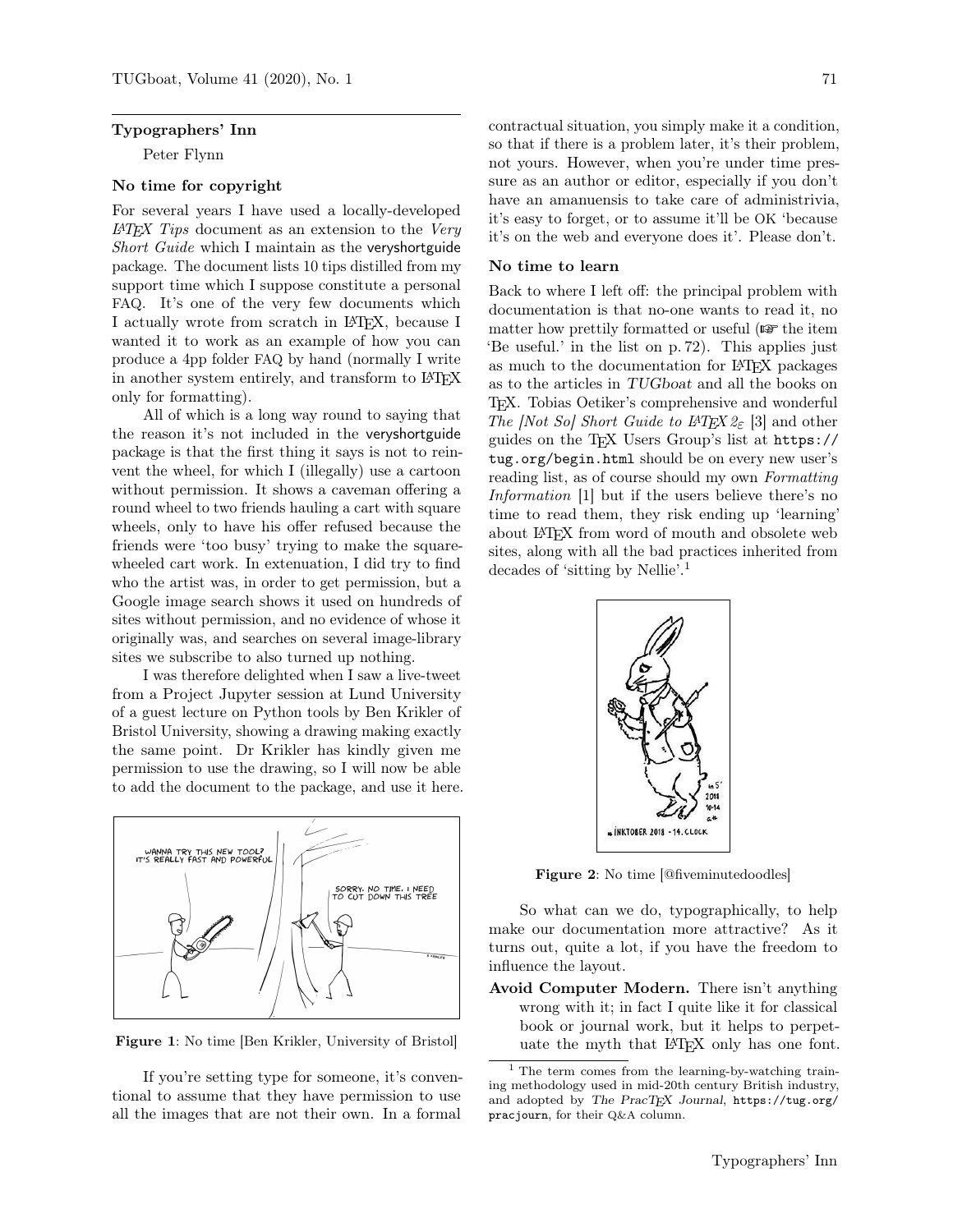## Typographers' Inn

Peter Flynn

### No time for copyright

For several years I have used a locally-developed *LaTeX Tips* document as an extension to the *Very Short Guide* which I maintain as the veryshortguide package. The document lists 10 tips distilled from my support time which I suppose constitute a personal FAQ. It's one of the very few documents which I actually wrote from scratch in LaTeX, because I wanted it to work as an example of how you can produce a 4pp folder FAQ by hand (normally I write in another system entirely, and transform to LaTeX only for formatting).

All of which is a long way round to saying that the reason it's not included in the veryshortguide package is that the first thing it says is not to reinvent the wheel, for which I (illegally) use a cartoon without permission. It shows a caveman offering a round wheel to two friends hauling a cart with square wheels, only to have his offer refused because the friends were 'too busy' trying to make the square-wheeled cart work. In extenuation, I did try to find who the artist was, in order to get permission, but a Google image search shows it used on hundreds of sites without permission, and no evidence of whose it originally was, and searches on several image-library sites we subscribe to also turned up nothing.

I was therefore delighted when I saw a live-tweet from a Project Jupyter session at Lund University of a guest lecture on Python tools by Ben Krikler of Bristol University, showing a drawing making exactly the same point. Dr Krikler has kindly given me permission to use the drawing, so I will now be able to add the document to the package, and use it here.

**Figure 1**: No time [Ben Krikler, University of Bristol]

If you're setting type for someone, it's conventional to assume that they have permission to use all the images that are not their own. In a formal contractual situation, you simply make it a condition, so that if there is a problem later, it's their problem, not yours. However, when you're under time pressure as an author or editor, especially if you don't have an amanuensis to take care of administrivia, it's easy to forget, or to assume it'll be OK 'because it's on the web and everyone does it'. Please don't.

### No time to learn

Back to where I left off: the principal problem with documentation is that no-one wants to read it, no matter how prettily formatted or useful (☞ the item 'Be useful.' in the list on p. 72). This applies just as much to the documentation for LaTeX packages as to the articles in *TUGboat* and all the books on TeX. Tobias Oetiker's comprehensive and wonderful *The [Not So] Short Guide to LaTeX 2ε* [3] and other guides on the TeX Users Group's list at https://tug.org/begin.html should be on every new user's reading list, as of course should my own *Formatting Information* [1] but if the users believe there's no time to read them, they risk ending up 'learning' about LaTeX from word of mouth and obsolete web sites, along with all the bad practices inherited from decades of 'sitting by Nellie'.[1]

**Figure 2**: No time [@fiveminutedoodles]

So what can we do, typographically, to help make our documentation more attractive? As it turns out, quite a lot, if you have the freedom to influence the layout.

**Avoid Computer Modern.** There isn't anything wrong with it; in fact I quite like it for classical book or journal work, but it helps to perpetuate the myth that LaTeX only has one font.

[1] The term comes from the learning-by-watching training methodology used in mid-20th century British industry, and adopted by *The PracTeX Journal*, https://tug.org/pracjourn, for their Q&A column.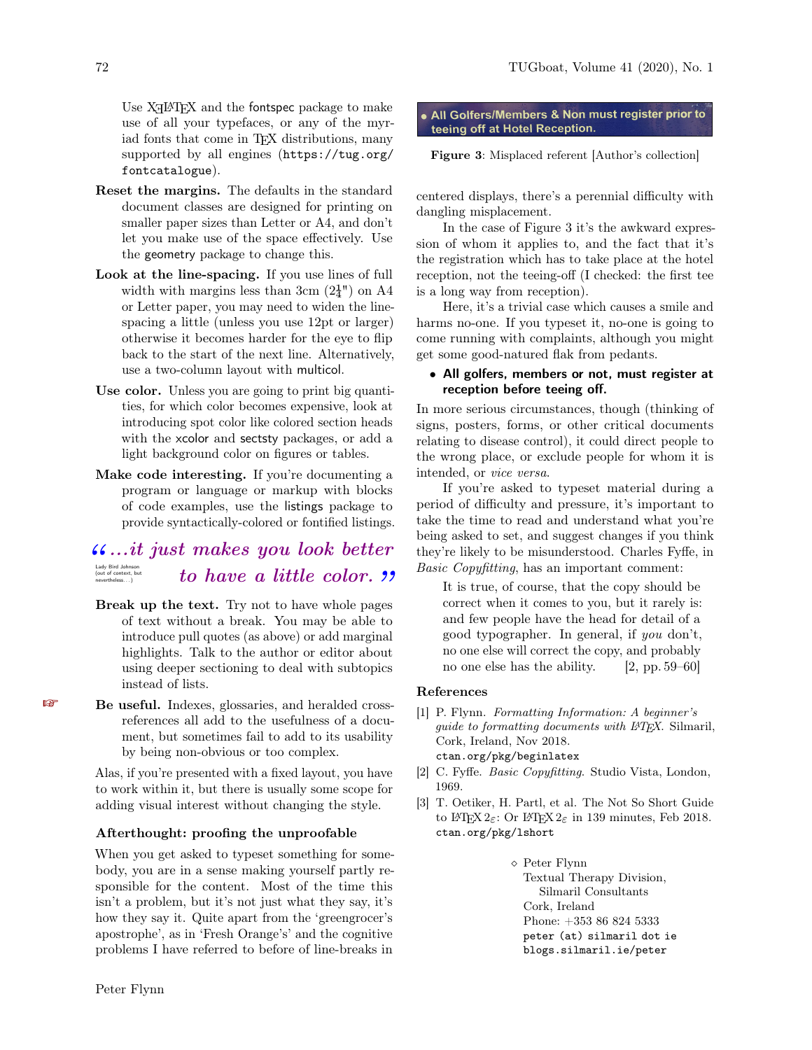Use XƎLaTeX and the fontspec package to make use of all your typefaces, or any of the myriad fonts that come in TeX distributions, many supported by all engines (https://tug.org/fontcatalogue).

**Reset the margins.** The defaults in the standard document classes are designed for printing on smaller paper sizes than Letter or A4, and don't let you make use of the space effectively. Use the geometry package to change this.

**Look at the line-spacing.** If you use lines of full width with margins less than 3cm ($2\frac{1}{4}$") on A4 or Letter paper, you may need to widen the line-spacing a little (unless you use 12pt or larger) otherwise it becomes harder for the eye to flip back to the start of the next line. Alternatively, use a two-column layout with multicol.

**Use color.** Unless you are going to print big quantities, for which color becomes expensive, look at introducing spot color like colored section heads with the xcolor and sectsty packages, or add a light background color on figures or tables.

**Make code interesting.** If you're documenting a program or language or markup with blocks of code examples, use the listings package to provide syntactically-colored or fontified listings.

> *"...it just makes you look better to have a little color."*
>
> Lady Bird Johnson (out of context, but nevertheless...)

**Break up the text.** Try not to have whole pages of text without a break. You may be able to introduce pull quotes (as above) or add marginal highlights. Talk to the author or editor about using deeper sectioning to deal with subtopics instead of lists.

☞ **Be useful.** Indexes, glossaries, and heralded cross-references all add to the usefulness of a document, but sometimes fail to add to its usability by being non-obvious or too complex.

Alas, if you're presented with a fixed layout, you have to work within it, but there is usually some scope for adding visual interest without changing the style.

### Afterthought: proofing the unproofable

When you get asked to typeset something for somebody, you are in a sense making yourself partly responsible for the content. Most of the time this isn't a problem, but it's not just what they say, it's how they say it. Quite apart from the 'greengrocer's apostrophe', as in 'Fresh Orange's' and the cognitive problems I have referred to before of line-breaks in centered displays, there's a perennial difficulty with dangling misplacement.

• All Golfers/Members & Non must register prior to teeing off at Hotel Reception.

**Figure 3**: Misplaced referent [Author's collection]

In the case of Figure 3 it's the awkward expression of whom it applies to, and the fact that it's the registration which has to take place at the hotel reception, not the teeing-off (I checked: the first tee is a long way from reception).

Here, it's a trivial case which causes a smile and harms no-one. If you typeset it, no-one is going to come running with complaints, although you might get some good-natured flak from pedants.

- **All golfers, members or not, must register at reception before teeing off.**

In more serious circumstances, though (thinking of signs, posters, forms, or other critical documents relating to disease control), it could direct people to the wrong place, or exclude people for whom it is intended, or *vice versa*.

If you're asked to typeset material during a period of difficulty and pressure, it's important to take the time to read and understand what you're being asked to set, and suggest changes if you think they're likely to be misunderstood. Charles Fyffe, in *Basic Copyfitting*, has an important comment:

> It is true, of course, that the copy should be correct when it comes to you, but it rarely is: and few people have the head for detail of a good typographer. In general, if *you* don't, no one else will correct the copy, and probably no one else has the ability. [2, pp. 59–60]

### References

[1] P. Flynn. *Formatting Information: A beginner's guide to formatting documents with LaTeX*. Silmaril, Cork, Ireland, Nov 2018. ctan.org/pkg/beginlatex

[2] C. Fyffe. *Basic Copyfitting*. Studio Vista, London, 1969.

[3] T. Oetiker, H. Partl, et al. The Not So Short Guide to LaTeX $2_\varepsilon$: Or LaTeX $2_\varepsilon$ in 139 minutes, Feb 2018. ctan.org/pkg/lshort

◇ Peter Flynn
Textual Therapy Division,
Silmaril Consultants
Cork, Ireland
Phone: +353 86 824 5333
peter (at) silmaril dot ie
blogs.silmaril.ie/peter